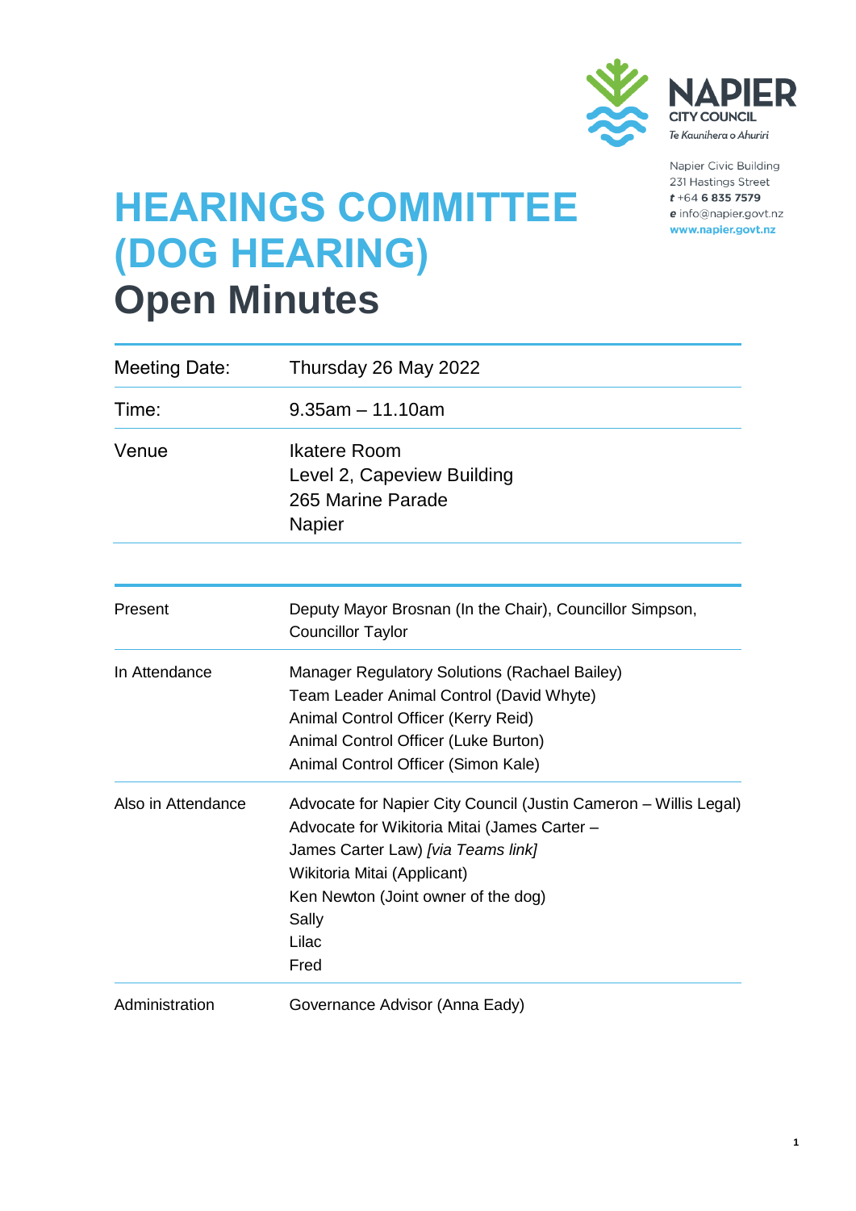Napier Civic Building
231 Hastings Street
t +64 6 835 7579
e info@napier.govt.nz
www.napier.govt.nz

# HEARINGS COMMITTEE (DOG HEARING)
# Open Minutes

| | |
|---|---|
| Meeting Date: | Thursday 26 May 2022 |
| Time: | 9.35am – 11.10am |
| Venue | Ikatere Room<br>Level 2, Capeview Building<br>265 Marine Parade<br>Napier |

| | |
|---|---|
| Present | Deputy Mayor Brosnan (In the Chair), Councillor Simpson, Councillor Taylor |
| In Attendance | Manager Regulatory Solutions (Rachael Bailey)<br>Team Leader Animal Control (David Whyte)<br>Animal Control Officer (Kerry Reid)<br>Animal Control Officer (Luke Burton)<br>Animal Control Officer (Simon Kale) |
| Also in Attendance | Advocate for Napier City Council (Justin Cameron – Willis Legal)<br>Advocate for Wikitoria Mitai (James Carter – James Carter Law) *[via Teams link]*<br>Wikitoria Mitai (Applicant)<br>Ken Newton (Joint owner of the dog)<br>Sally<br>Lilac<br>Fred |
| Administration | Governance Advisor (Anna Eady) |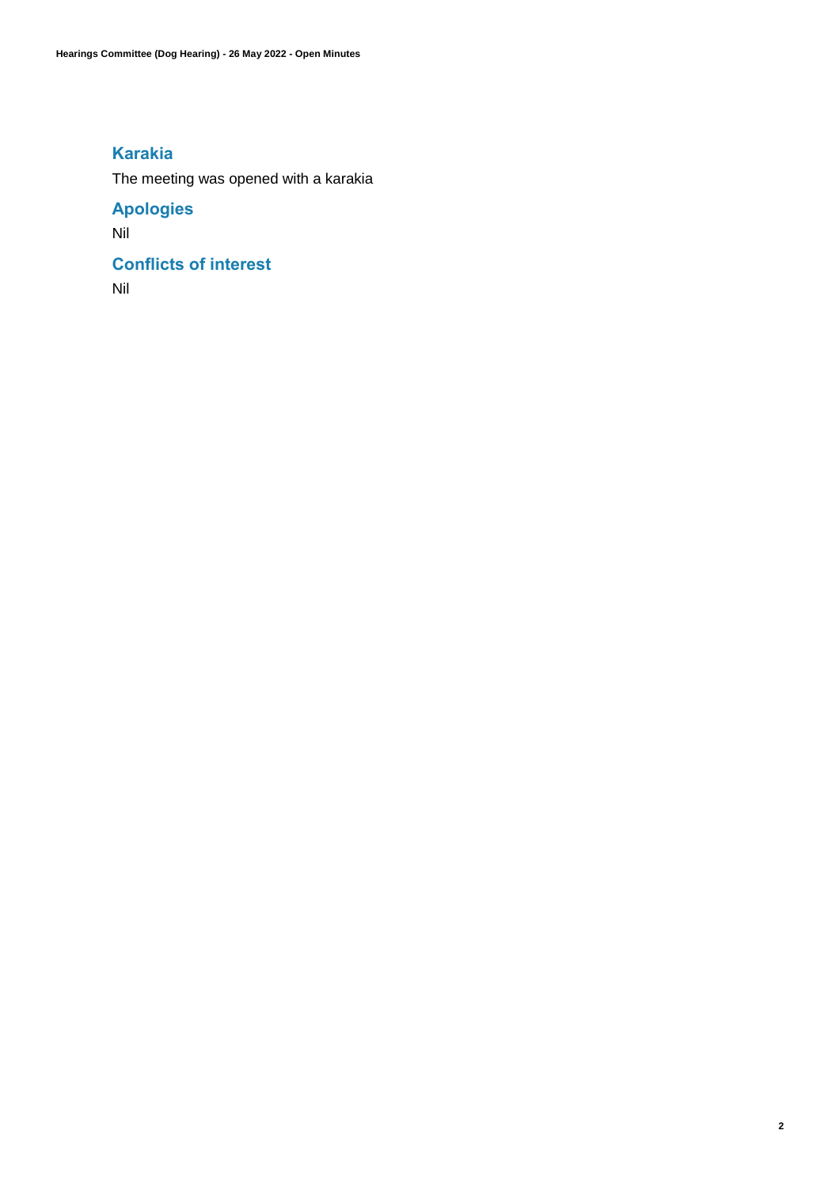## Karakia

The meeting was opened with a karakia

## Apologies

Nil

## Conflicts of interest

Nil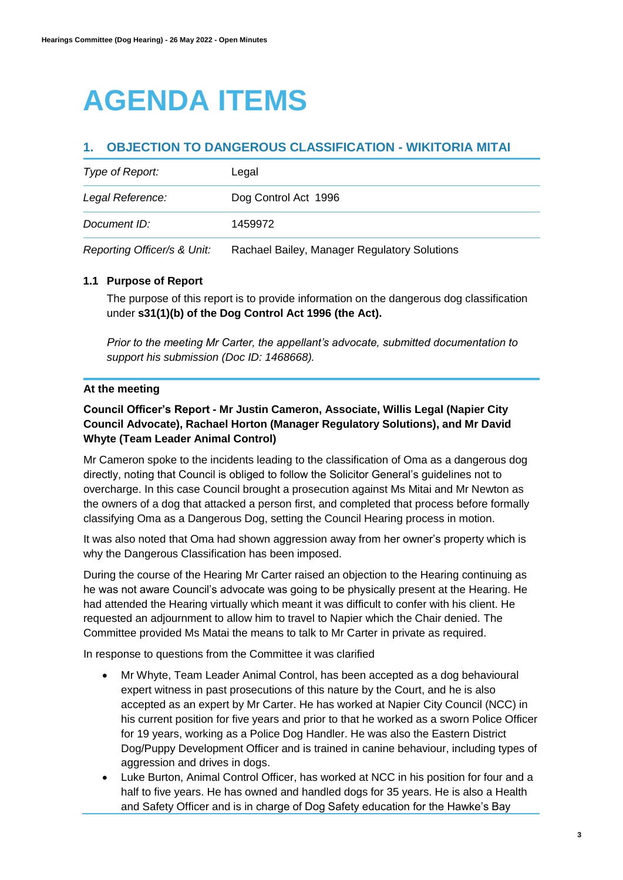# AGENDA ITEMS

## 1. OBJECTION TO DANGEROUS CLASSIFICATION - WIKITORIA MITAI

| *Type of Report:* | Legal |
|---|---|
| *Legal Reference:* | Dog Control Act 1996 |
| *Document ID:* | 1459972 |
| *Reporting Officer/s & Unit:* | Rachael Bailey, Manager Regulatory Solutions |

### 1.1 Purpose of Report

The purpose of this report is to provide information on the dangerous dog classification under **s31(1)(b) of the Dog Control Act 1996 (the Act).**

*Prior to the meeting Mr Carter, the appellant's advocate, submitted documentation to support his submission (Doc ID: 1468668).*

**At the meeting**

**Council Officer's Report - Mr Justin Cameron, Associate, Willis Legal (Napier City Council Advocate), Rachael Horton (Manager Regulatory Solutions), and Mr David Whyte (Team Leader Animal Control)**

Mr Cameron spoke to the incidents leading to the classification of Oma as a dangerous dog directly, noting that Council is obliged to follow the Solicitor General's guidelines not to overcharge. In this case Council brought a prosecution against Ms Mitai and Mr Newton as the owners of a dog that attacked a person first, and completed that process before formally classifying Oma as a Dangerous Dog, setting the Council Hearing process in motion.

It was also noted that Oma had shown aggression away from her owner's property which is why the Dangerous Classification has been imposed.

During the course of the Hearing Mr Carter raised an objection to the Hearing continuing as he was not aware Council's advocate was going to be physically present at the Hearing. He had attended the Hearing virtually which meant it was difficult to confer with his client. He requested an adjournment to allow him to travel to Napier which the Chair denied. The Committee provided Ms Matai the means to talk to Mr Carter in private as required.

In response to questions from the Committee it was clarified

- Mr Whyte, Team Leader Animal Control, has been accepted as a dog behavioural expert witness in past prosecutions of this nature by the Court, and he is also accepted as an expert by Mr Carter. He has worked at Napier City Council (NCC) in his current position for five years and prior to that he worked as a sworn Police Officer for 19 years, working as a Police Dog Handler. He was also the Eastern District Dog/Puppy Development Officer and is trained in canine behaviour, including types of aggression and drives in dogs.
- Luke Burton, Animal Control Officer, has worked at NCC in his position for four and a half to five years. He has owned and handled dogs for 35 years. He is also a Health and Safety Officer and is in charge of Dog Safety education for the Hawke's Bay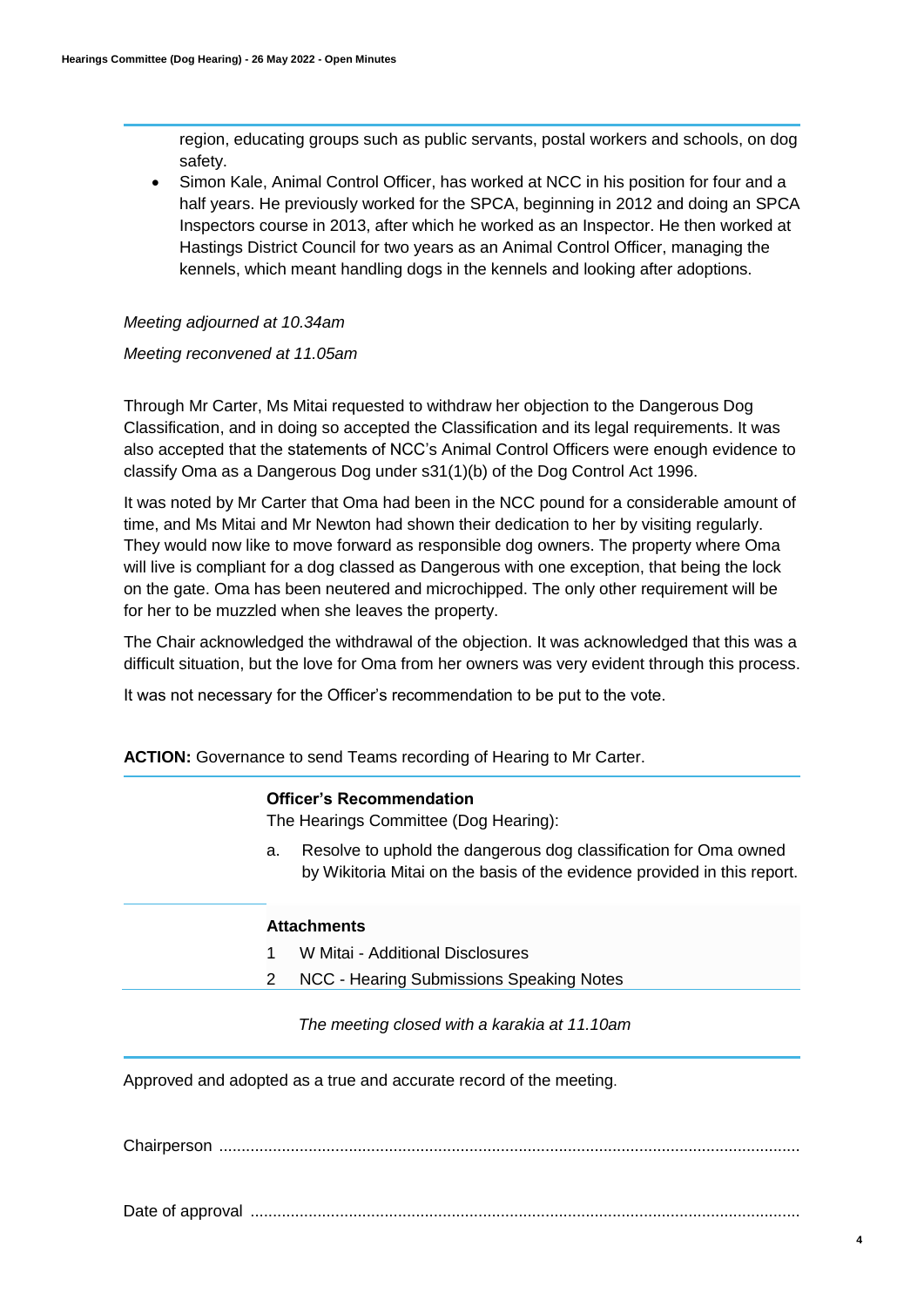region, educating groups such as public servants, postal workers and schools, on dog safety.

- Simon Kale, Animal Control Officer, has worked at NCC in his position for four and a half years. He previously worked for the SPCA, beginning in 2012 and doing an SPCA Inspectors course in 2013, after which he worked as an Inspector. He then worked at Hastings District Council for two years as an Animal Control Officer, managing the kennels, which meant handling dogs in the kennels and looking after adoptions.

*Meeting adjourned at 10.34am*

*Meeting reconvened at 11.05am*

Through Mr Carter, Ms Mitai requested to withdraw her objection to the Dangerous Dog Classification, and in doing so accepted the Classification and its legal requirements. It was also accepted that the statements of NCC's Animal Control Officers were enough evidence to classify Oma as a Dangerous Dog under s31(1)(b) of the Dog Control Act 1996.

It was noted by Mr Carter that Oma had been in the NCC pound for a considerable amount of time, and Ms Mitai and Mr Newton had shown their dedication to her by visiting regularly. They would now like to move forward as responsible dog owners. The property where Oma will live is compliant for a dog classed as Dangerous with one exception, that being the lock on the gate. Oma has been neutered and microchipped. The only other requirement will be for her to be muzzled when she leaves the property.

The Chair acknowledged the withdrawal of the objection. It was acknowledged that this was a difficult situation, but the love for Oma from her owners was very evident through this process.

It was not necessary for the Officer's recommendation to be put to the vote.

**ACTION:** Governance to send Teams recording of Hearing to Mr Carter.

**Officer's Recommendation**

The Hearings Committee (Dog Hearing):

a. Resolve to uphold the dangerous dog classification for Oma owned by Wikitoria Mitai on the basis of the evidence provided in this report.

**Attachments**

1 W Mitai - Additional Disclosures

2 NCC - Hearing Submissions Speaking Notes

*The meeting closed with a karakia at 11.10am*

Approved and adopted as a true and accurate record of the meeting.

Chairperson .................................................................................................................

Date of approval ..........................................................................................................